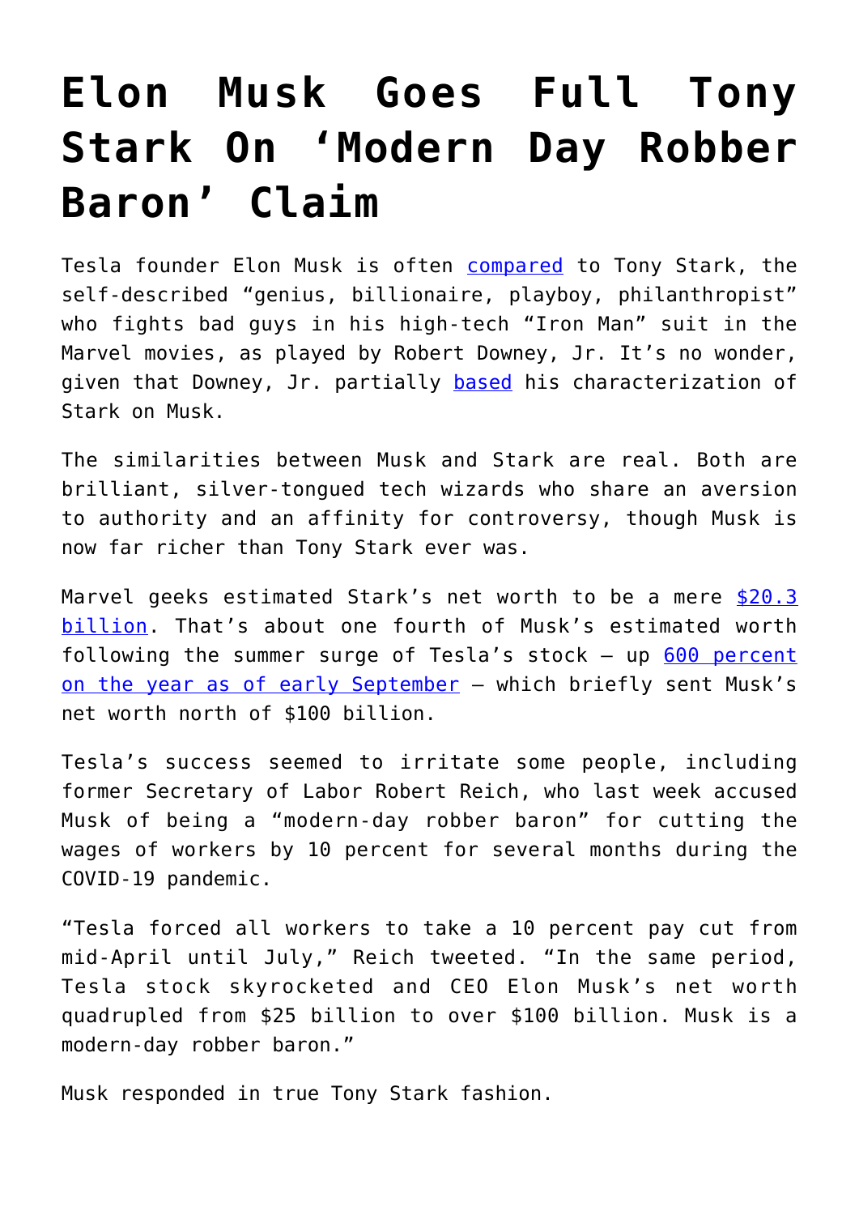# Elon Musk Goes Full Tony Stark On 'Modern Day Robber Baron' Claim

Tesla founder Elon Musk is often compared to Tony Stark, the self-described "genius, billionaire, playboy, philanthropist" who fights bad guys in his high-tech "Iron Man" suit in the Marvel movies, as played by Robert Downey, Jr. It's no wonder, given that Downey, Jr. partially based his characterization of Stark on Musk.

The similarities between Musk and Stark are real. Both are brilliant, silver-tongued tech wizards who share an aversion to authority and an affinity for controversy, though Musk is now far richer than Tony Stark ever was.

Marvel geeks estimated Stark's net worth to be a mere $20.3 billion. That's about one fourth of Musk's estimated worth following the summer surge of Tesla's stock – up 600 percent on the year as of early September – which briefly sent Musk's net worth north of $100 billion.

Tesla's success seemed to irritate some people, including former Secretary of Labor Robert Reich, who last week accused Musk of being a "modern-day robber baron" for cutting the wages of workers by 10 percent for several months during the COVID-19 pandemic.

"Tesla forced all workers to take a 10 percent pay cut from mid-April until July," Reich tweeted. "In the same period, Tesla stock skyrocketed and CEO Elon Musk's net worth quadrupled from $25 billion to over $100 billion. Musk is a modern-day robber baron."

Musk responded in true Tony Stark fashion.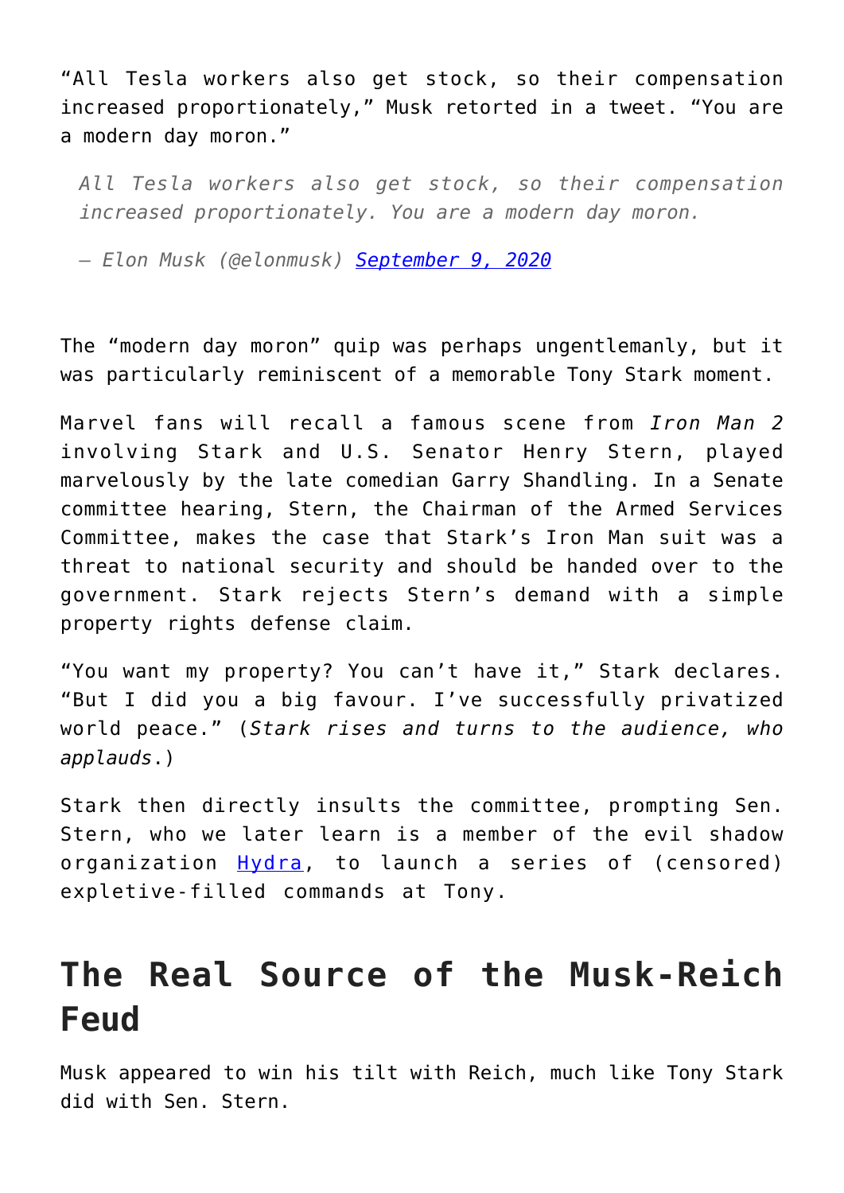"All Tesla workers also get stock, so their compensation increased proportionately," Musk retorted in a tweet. "You are a modern day moron."

> *All Tesla workers also get stock, so their compensation increased proportionately. You are a modern day moron.*
>
> *— Elon Musk (@elonmusk) [September 9, 2020]*

The "modern day moron" quip was perhaps ungentlemanly, but it was particularly reminiscent of a memorable Tony Stark moment.

Marvel fans will recall a famous scene from *Iron Man 2* involving Stark and U.S. Senator Henry Stern, played marvelously by the late comedian Garry Shandling. In a Senate committee hearing, Stern, the Chairman of the Armed Services Committee, makes the case that Stark's Iron Man suit was a threat to national security and should be handed over to the government. Stark rejects Stern's demand with a simple property rights defense claim.

"You want my property? You can't have it," Stark declares. "But I did you a big favour. I've successfully privatized world peace." (*Stark rises and turns to the audience, who applauds*.)

Stark then directly insults the committee, prompting Sen. Stern, who we later learn is a member of the evil shadow organization [Hydra], to launch a series of (censored) expletive-filled commands at Tony.

## The Real Source of the Musk-Reich Feud

Musk appeared to win his tilt with Reich, much like Tony Stark did with Sen. Stern.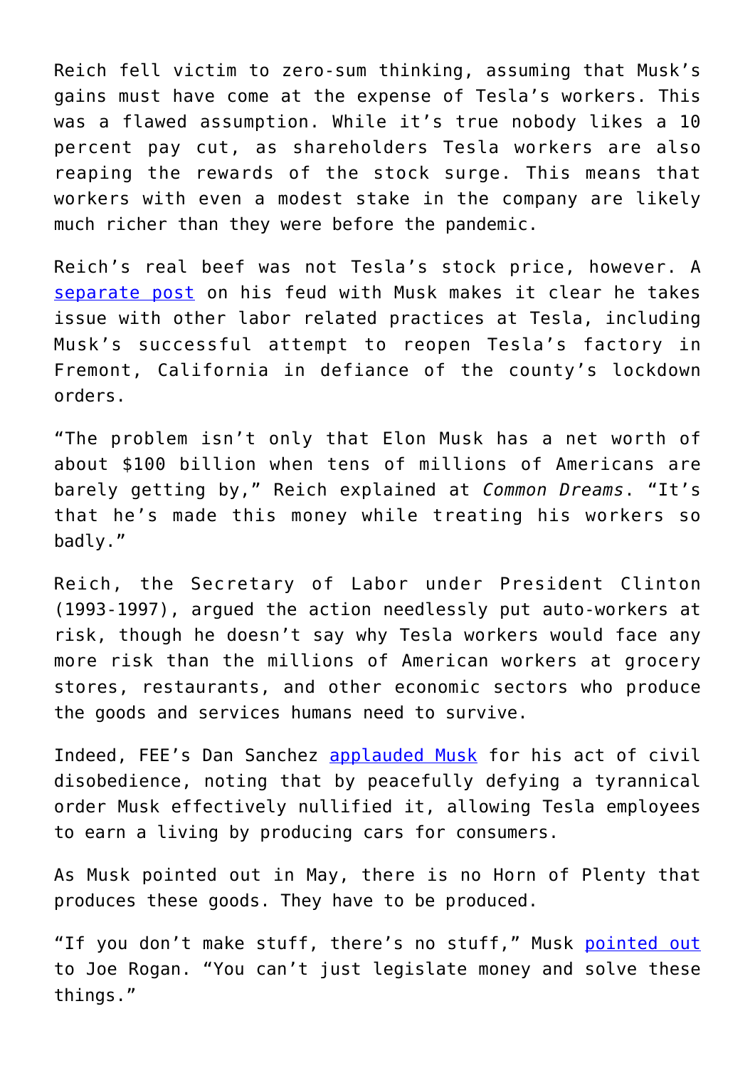Reich fell victim to zero-sum thinking, assuming that Musk's gains must have come at the expense of Tesla's workers. This was a flawed assumption. While it's true nobody likes a 10 percent pay cut, as shareholders Tesla workers are also reaping the rewards of the stock surge. This means that workers with even a modest stake in the company are likely much richer than they were before the pandemic.

Reich's real beef was not Tesla's stock price, however. A [separate post](#) on his feud with Musk makes it clear he takes issue with other labor related practices at Tesla, including Musk's successful attempt to reopen Tesla's factory in Fremont, California in defiance of the county's lockdown orders.

"The problem isn't only that Elon Musk has a net worth of about $100 billion when tens of millions of Americans are barely getting by," Reich explained at *Common Dreams*. "It's that he's made this money while treating his workers so badly."

Reich, the Secretary of Labor under President Clinton (1993-1997), argued the action needlessly put auto-workers at risk, though he doesn't say why Tesla workers would face any more risk than the millions of American workers at grocery stores, restaurants, and other economic sectors who produce the goods and services humans need to survive.

Indeed, FEE's Dan Sanchez [applauded Musk](#) for his act of civil disobedience, noting that by peacefully defying a tyrannical order Musk effectively nullified it, allowing Tesla employees to earn a living by producing cars for consumers.

As Musk pointed out in May, there is no Horn of Plenty that produces these goods. They have to be produced.

"If you don't make stuff, there's no stuff," Musk [pointed out](#) to Joe Rogan. "You can't just legislate money and solve these things."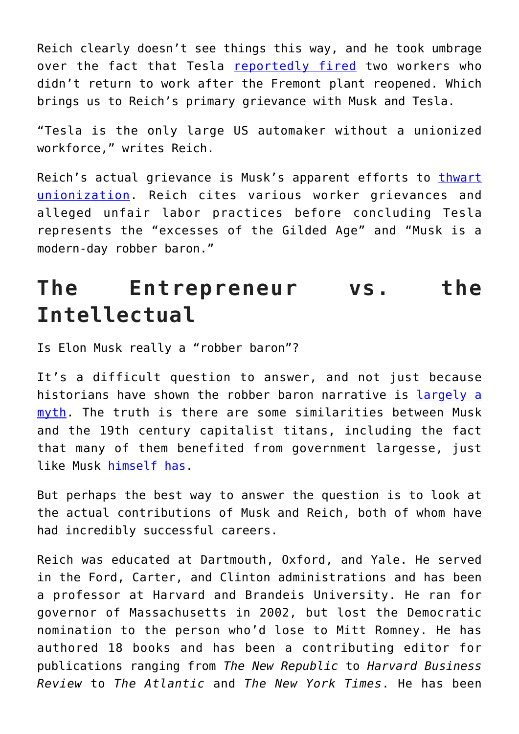Reich clearly doesn't see things this way, and he took umbrage over the fact that Tesla reportedly fired two workers who didn't return to work after the Fremont plant reopened. Which brings us to Reich's primary grievance with Musk and Tesla.

"Tesla is the only large US automaker without a unionized workforce," writes Reich.

Reich's actual grievance is Musk's apparent efforts to thwart unionization. Reich cites various worker grievances and alleged unfair labor practices before concluding Tesla represents the "excesses of the Gilded Age" and "Musk is a modern-day robber baron."

## The Entrepreneur vs. the Intellectual

Is Elon Musk really a "robber baron"?

It's a difficult question to answer, and not just because historians have shown the robber baron narrative is largely a myth. The truth is there are some similarities between Musk and the 19th century capitalist titans, including the fact that many of them benefited from government largesse, just like Musk himself has.

But perhaps the best way to answer the question is to look at the actual contributions of Musk and Reich, both of whom have had incredibly successful careers.

Reich was educated at Dartmouth, Oxford, and Yale. He served in the Ford, Carter, and Clinton administrations and has been a professor at Harvard and Brandeis University. He ran for governor of Massachusetts in 2002, but lost the Democratic nomination to the person who'd lose to Mitt Romney. He has authored 18 books and has been a contributing editor for publications ranging from *The New Republic* to *Harvard Business Review* to *The Atlantic* and *The New York Times*. He has been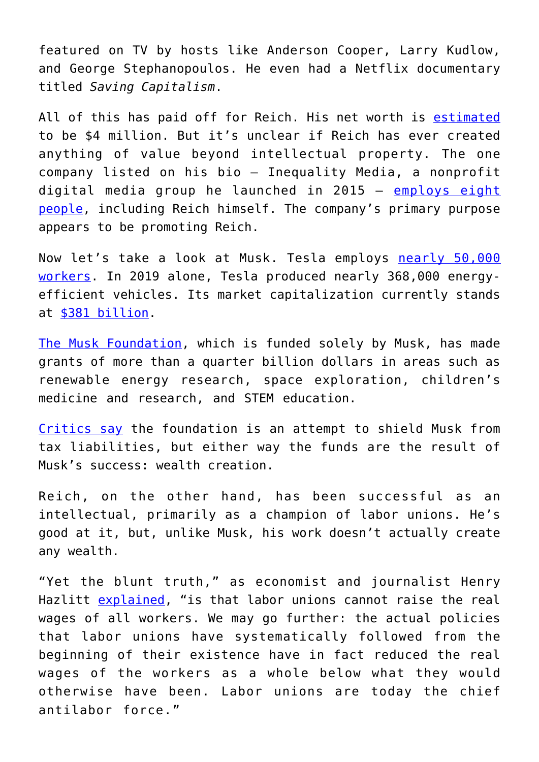featured on TV by hosts like Anderson Cooper, Larry Kudlow, and George Stephanopoulos. He even had a Netflix documentary titled *Saving Capitalism*.

All of this has paid off for Reich. His net worth is estimated to be $4 million. But it's unclear if Reich has ever created anything of value beyond intellectual property. The one company listed on his bio – Inequality Media, a nonprofit digital media group he launched in 2015 – employs eight people, including Reich himself. The company's primary purpose appears to be promoting Reich.

Now let's take a look at Musk. Tesla employs nearly 50,000 workers. In 2019 alone, Tesla produced nearly 368,000 energy-efficient vehicles. Its market capitalization currently stands at $381 billion.

The Musk Foundation, which is funded solely by Musk, has made grants of more than a quarter billion dollars in areas such as renewable energy research, space exploration, children's medicine and research, and STEM education.

Critics say the foundation is an attempt to shield Musk from tax liabilities, but either way the funds are the result of Musk's success: wealth creation.

Reich, on the other hand, has been successful as an intellectual, primarily as a champion of labor unions. He's good at it, but, unlike Musk, his work doesn't actually create any wealth.

"Yet the blunt truth," as economist and journalist Henry Hazlitt explained, "is that labor unions cannot raise the real wages of all workers. We may go further: the actual policies that labor unions have systematically followed from the beginning of their existence have in fact reduced the real wages of the workers as a whole below what they would otherwise have been. Labor unions are today the chief antilabor force."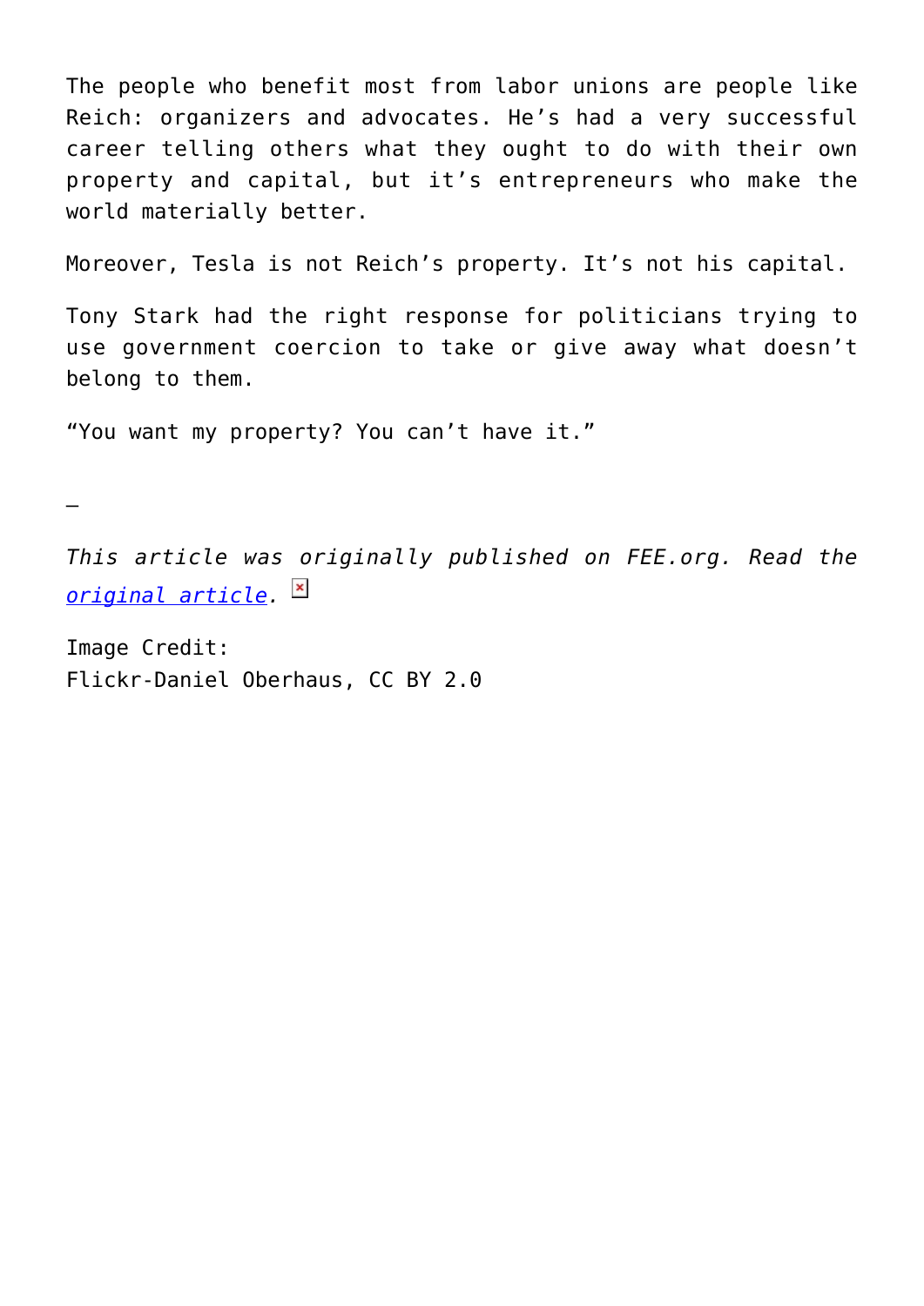The people who benefit most from labor unions are people like Reich: organizers and advocates. He's had a very successful career telling others what they ought to do with their own property and capital, but it's entrepreneurs who make the world materially better.

Moreover, Tesla is not Reich's property. It's not his capital.

Tony Stark had the right response for politicians trying to use government coercion to take or give away what doesn't belong to them.

"You want my property? You can't have it."

—

*This article was originally published on FEE.org. Read the [original article](original article).*

Image Credit:
Flickr-Daniel Oberhaus, CC BY 2.0